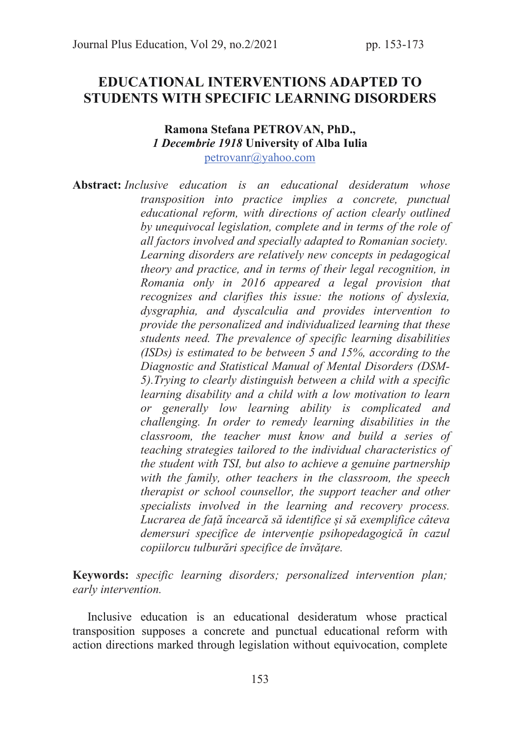# EDUCATIONAL INTERVENTIONS ADAPTED TO STUDENTS WITH SPECIFIC LEARNING DISORDERS

**Ramona Stefana PETROVAN, PhD.,**
***1 Decembrie 1918* University of Alba Iulia**
petrovanr@yahoo.com

**Abstract:** *Inclusive education is an educational desideratum whose transposition into practice implies a concrete, punctual educational reform, with directions of action clearly outlined by unequivocal legislation, complete and in terms of the role of all factors involved and specially adapted to Romanian society. Learning disorders are relatively new concepts in pedagogical theory and practice, and in terms of their legal recognition, in Romania only in 2016 appeared a legal provision that recognizes and clarifies this issue: the notions of dyslexia, dysgraphia, and dyscalculia and provides intervention to provide the personalized and individualized learning that these students need. The prevalence of specific learning disabilities (ISDs) is estimated to be between 5 and 15%, according to the Diagnostic and Statistical Manual of Mental Disorders (DSM-5).Trying to clearly distinguish between a child with a specific learning disability and a child with a low motivation to learn or generally low learning ability is complicated and challenging. In order to remedy learning disabilities in the classroom, the teacher must know and build a series of teaching strategies tailored to the individual characteristics of the student with TSI, but also to achieve a genuine partnership with the family, other teachers in the classroom, the speech therapist or school counsellor, the support teacher and other specialists involved in the learning and recovery process. Lucrarea de față încearcă să identifice și să exemplifice câteva demersuri specifice de intervenție psihopedagogică în cazul copiilorcu tulburări specifice de învățare.*

**Keywords:** *specific learning disorders; personalized intervention plan; early intervention.*

Inclusive education is an educational desideratum whose practical transposition supposes a concrete and punctual educational reform with action directions marked through legislation without equivocation, complete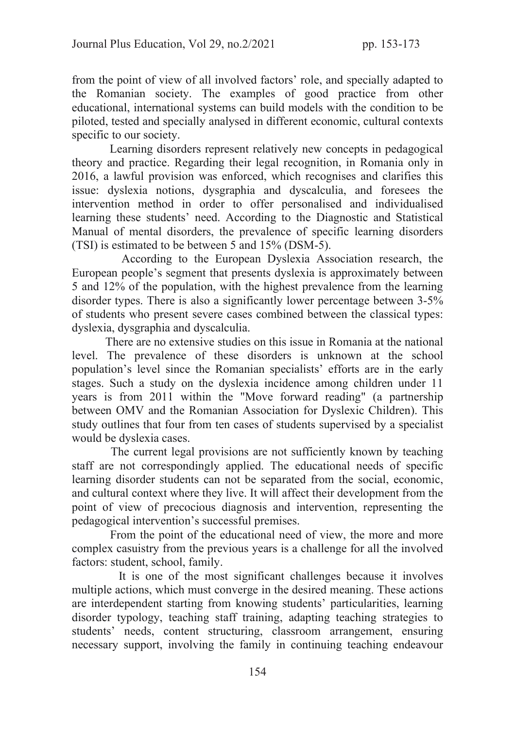from the point of view of all involved factors' role, and specially adapted to the Romanian society. The examples of good practice from other educational, international systems can build models with the condition to be piloted, tested and specially analysed in different economic, cultural contexts specific to our society.

Learning disorders represent relatively new concepts in pedagogical theory and practice. Regarding their legal recognition, in Romania only in 2016, a lawful provision was enforced, which recognises and clarifies this issue: dyslexia notions, dysgraphia and dyscalculia, and foresees the intervention method in order to offer personalised and individualised learning these students' need. According to the Diagnostic and Statistical Manual of mental disorders, the prevalence of specific learning disorders (TSI) is estimated to be between 5 and 15% (DSM-5).

According to the European Dyslexia Association research, the European people's segment that presents dyslexia is approximately between 5 and 12% of the population, with the highest prevalence from the learning disorder types. There is also a significantly lower percentage between 3-5% of students who present severe cases combined between the classical types: dyslexia, dysgraphia and dyscalculia.

There are no extensive studies on this issue in Romania at the national level. The prevalence of these disorders is unknown at the school population's level since the Romanian specialists' efforts are in the early stages. Such a study on the dyslexia incidence among children under 11 years is from 2011 within the "Move forward reading" (a partnership between OMV and the Romanian Association for Dyslexic Children). This study outlines that four from ten cases of students supervised by a specialist would be dyslexia cases.

The current legal provisions are not sufficiently known by teaching staff are not correspondingly applied. The educational needs of specific learning disorder students can not be separated from the social, economic, and cultural context where they live. It will affect their development from the point of view of precocious diagnosis and intervention, representing the pedagogical intervention's successful premises.

From the point of the educational need of view, the more and more complex casuistry from the previous years is a challenge for all the involved factors: student, school, family.

It is one of the most significant challenges because it involves multiple actions, which must converge in the desired meaning. These actions are interdependent starting from knowing students' particularities, learning disorder typology, teaching staff training, adapting teaching strategies to students' needs, content structuring, classroom arrangement, ensuring necessary support, involving the family in continuing teaching endeavour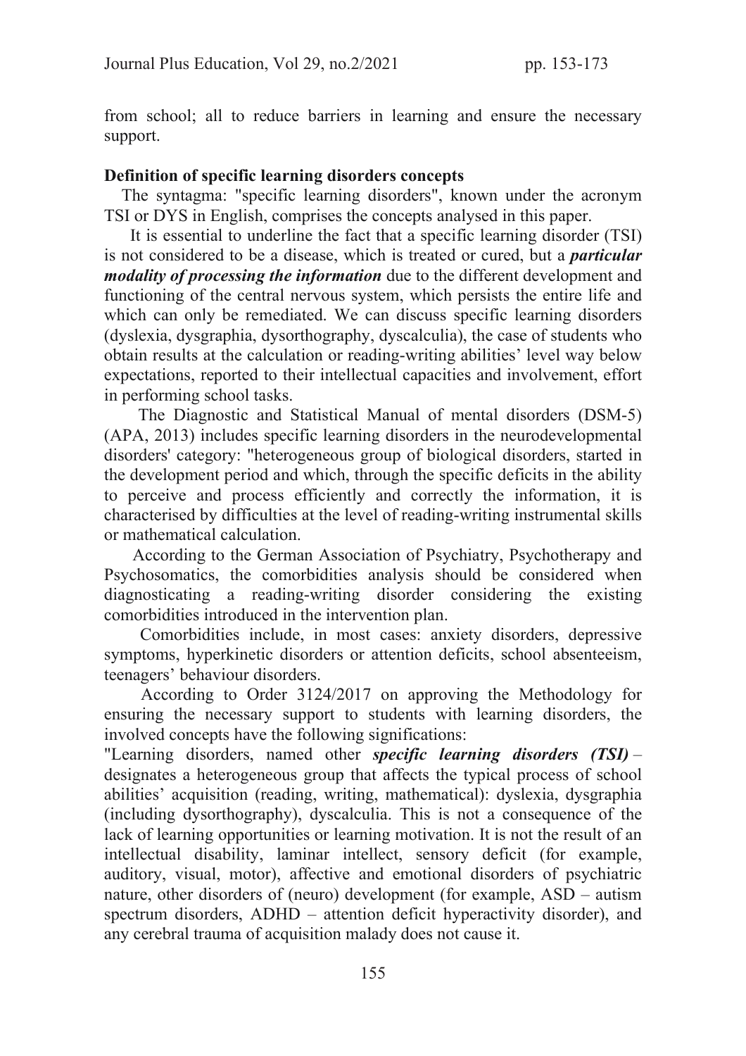from school; all to reduce barriers in learning and ensure the necessary support.

**Definition of specific learning disorders concepts**

The syntagma: "specific learning disorders", known under the acronym TSI or DYS in English, comprises the concepts analysed in this paper.

It is essential to underline the fact that a specific learning disorder (TSI) is not considered to be a disease, which is treated or cured, but a ***particular modality of processing the information*** due to the different development and functioning of the central nervous system, which persists the entire life and which can only be remediated. We can discuss specific learning disorders (dyslexia, dysgraphia, dysorthography, dyscalculia), the case of students who obtain results at the calculation or reading-writing abilities' level way below expectations, reported to their intellectual capacities and involvement, effort in performing school tasks.

The Diagnostic and Statistical Manual of mental disorders (DSM-5) (APA, 2013) includes specific learning disorders in the neurodevelopmental disorders' category: "heterogeneous group of biological disorders, started in the development period and which, through the specific deficits in the ability to perceive and process efficiently and correctly the information, it is characterised by difficulties at the level of reading-writing instrumental skills or mathematical calculation.

According to the German Association of Psychiatry, Psychotherapy and Psychosomatics, the comorbidities analysis should be considered when diagnosticating a reading-writing disorder considering the existing comorbidities introduced in the intervention plan.

Comorbidities include, in most cases: anxiety disorders, depressive symptoms, hyperkinetic disorders or attention deficits, school absenteeism, teenagers' behaviour disorders.

According to Order 3124/2017 on approving the Methodology for ensuring the necessary support to students with learning disorders, the involved concepts have the following significations:

"Learning disorders, named other ***specific learning disorders (TSI)*** – designates a heterogeneous group that affects the typical process of school abilities' acquisition (reading, writing, mathematical): dyslexia, dysgraphia (including dysorthography), dyscalculia. This is not a consequence of the lack of learning opportunities or learning motivation. It is not the result of an intellectual disability, laminar intellect, sensory deficit (for example, auditory, visual, motor), affective and emotional disorders of psychiatric nature, other disorders of (neuro) development (for example, ASD – autism spectrum disorders, ADHD – attention deficit hyperactivity disorder), and any cerebral trauma of acquisition malady does not cause it.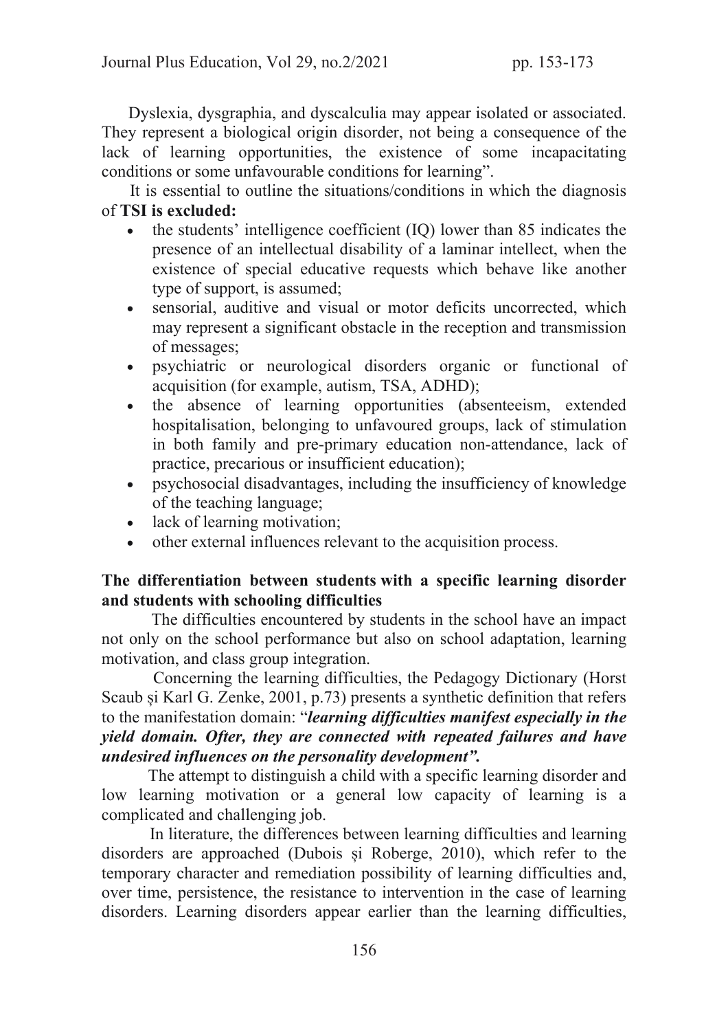Dyslexia, dysgraphia, and dyscalculia may appear isolated or associated. They represent a biological origin disorder, not being a consequence of the lack of learning opportunities, the existence of some incapacitating conditions or some unfavourable conditions for learning".

It is essential to outline the situations/conditions in which the diagnosis of **TSI is excluded:**

- the students' intelligence coefficient (IQ) lower than 85 indicates the presence of an intellectual disability of a laminar intellect, when the existence of special educative requests which behave like another type of support, is assumed;
- sensorial, auditive and visual or motor deficits uncorrected, which may represent a significant obstacle in the reception and transmission of messages;
- psychiatric or neurological disorders organic or functional of acquisition (for example, autism, TSA, ADHD);
- the absence of learning opportunities (absenteeism, extended hospitalisation, belonging to unfavoured groups, lack of stimulation in both family and pre-primary education non-attendance, lack of practice, precarious or insufficient education);
- psychosocial disadvantages, including the insufficiency of knowledge of the teaching language;
- lack of learning motivation;
- other external influences relevant to the acquisition process.

**The differentiation between students with a specific learning disorder and students with schooling difficulties**

The difficulties encountered by students in the school have an impact not only on the school performance but also on school adaptation, learning motivation, and class group integration.

Concerning the learning difficulties, the Pedagogy Dictionary (Horst Scaub și Karl G. Zenke, 2001, p.73) presents a synthetic definition that refers to the manifestation domain: "***learning difficulties manifest especially in the yield domain. Ofter, they are connected with repeated failures and have undesired influences on the personality development".***

The attempt to distinguish a child with a specific learning disorder and low learning motivation or a general low capacity of learning is a complicated and challenging job.

In literature, the differences between learning difficulties and learning disorders are approached (Dubois și Roberge, 2010), which refer to the temporary character and remediation possibility of learning difficulties and, over time, persistence, the resistance to intervention in the case of learning disorders. Learning disorders appear earlier than the learning difficulties,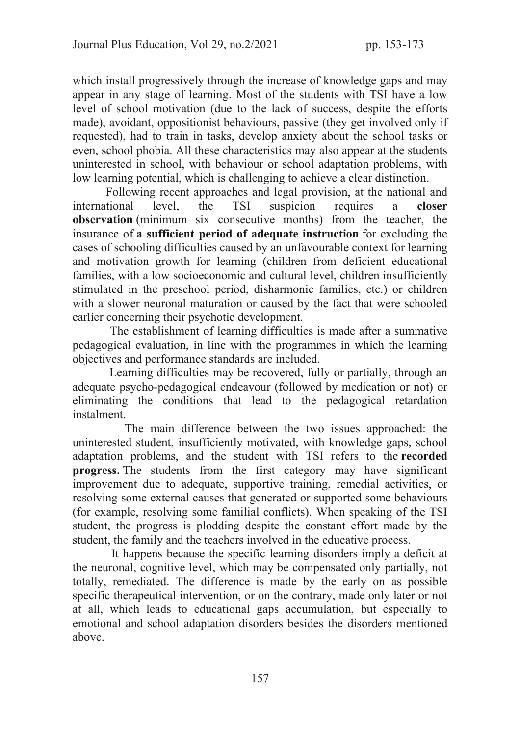which install progressively through the increase of knowledge gaps and may appear in any stage of learning. Most of the students with TSI have a low level of school motivation (due to the lack of success, despite the efforts made), avoidant, oppositionist behaviours, passive (they get involved only if requested), had to train in tasks, develop anxiety about the school tasks or even, school phobia. All these characteristics may also appear at the students uninterested in school, with behaviour or school adaptation problems, with low learning potential, which is challenging to achieve a clear distinction.

Following recent approaches and legal provision, at the national and international level, the TSI suspicion requires a **closer observation** (minimum six consecutive months) from the teacher, the insurance of **a sufficient period of adequate instruction** for excluding the cases of schooling difficulties caused by an unfavourable context for learning and motivation growth for learning (children from deficient educational families, with a low socioeconomic and cultural level, children insufficiently stimulated in the preschool period, disharmonic families, etc.) or children with a slower neuronal maturation or caused by the fact that were schooled earlier concerning their psychotic development.

The establishment of learning difficulties is made after a summative pedagogical evaluation, in line with the programmes in which the learning objectives and performance standards are included.

Learning difficulties may be recovered, fully or partially, through an adequate psycho-pedagogical endeavour (followed by medication or not) or eliminating the conditions that lead to the pedagogical retardation instalment.

The main difference between the two issues approached: the uninterested student, insufficiently motivated, with knowledge gaps, school adaptation problems, and the student with TSI refers to the **recorded progress.** The students from the first category may have significant improvement due to adequate, supportive training, remedial activities, or resolving some external causes that generated or supported some behaviours (for example, resolving some familial conflicts). When speaking of the TSI student, the progress is plodding despite the constant effort made by the student, the family and the teachers involved in the educative process.

It happens because the specific learning disorders imply a deficit at the neuronal, cognitive level, which may be compensated only partially, not totally, remediated. The difference is made by the early on as possible specific therapeutical intervention, or on the contrary, made only later or not at all, which leads to educational gaps accumulation, but especially to emotional and school adaptation disorders besides the disorders mentioned above.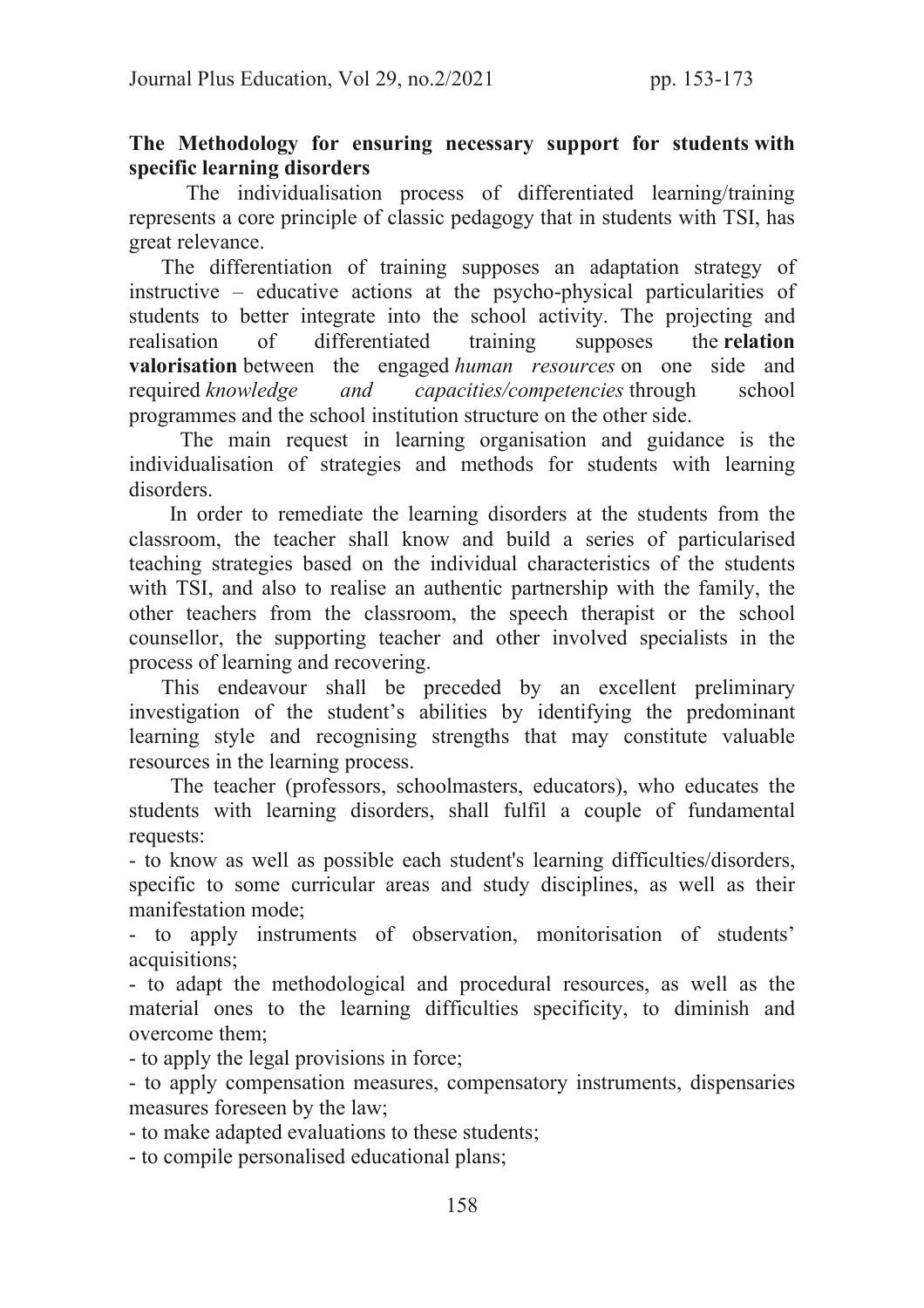**The Methodology for ensuring necessary support for students with specific learning disorders**

The individualisation process of differentiated learning/training represents a core principle of classic pedagogy that in students with TSI, has great relevance.

The differentiation of training supposes an adaptation strategy of instructive – educative actions at the psycho-physical particularities of students to better integrate into the school activity. The projecting and realisation of differentiated training supposes the **relation valorisation** between the engaged *human resources* on one side and required *knowledge and capacities/competencies* through school programmes and the school institution structure on the other side.

The main request in learning organisation and guidance is the individualisation of strategies and methods for students with learning disorders.

In order to remediate the learning disorders at the students from the classroom, the teacher shall know and build a series of particularised teaching strategies based on the individual characteristics of the students with TSI, and also to realise an authentic partnership with the family, the other teachers from the classroom, the speech therapist or the school counsellor, the supporting teacher and other involved specialists in the process of learning and recovering.

This endeavour shall be preceded by an excellent preliminary investigation of the student's abilities by identifying the predominant learning style and recognising strengths that may constitute valuable resources in the learning process.

The teacher (professors, schoolmasters, educators), who educates the students with learning disorders, shall fulfil a couple of fundamental requests:

- to know as well as possible each student's learning difficulties/disorders, specific to some curricular areas and study disciplines, as well as their manifestation mode;
- to apply instruments of observation, monitorisation of students' acquisitions;
- to adapt the methodological and procedural resources, as well as the material ones to the learning difficulties specificity, to diminish and overcome them;
- to apply the legal provisions in force;
- to apply compensation measures, compensatory instruments, dispensaries measures foreseen by the law;
- to make adapted evaluations to these students;
- to compile personalised educational plans;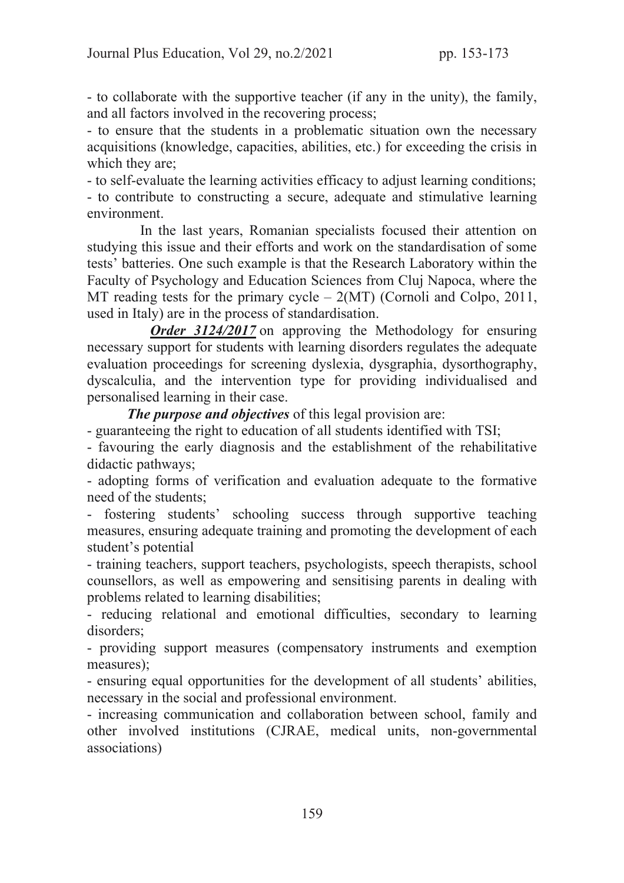- to collaborate with the supportive teacher (if any in the unity), the family, and all factors involved in the recovering process;
- to ensure that the students in a problematic situation own the necessary acquisitions (knowledge, capacities, abilities, etc.) for exceeding the crisis in which they are;
- to self-evaluate the learning activities efficacy to adjust learning conditions;
- to contribute to constructing a secure, adequate and stimulative learning environment.

In the last years, Romanian specialists focused their attention on studying this issue and their efforts and work on the standardisation of some tests' batteries. One such example is that the Research Laboratory within the Faculty of Psychology and Education Sciences from Cluj Napoca, where the MT reading tests for the primary cycle – 2(MT) (Cornoli and Colpo, 2011, used in Italy) are in the process of standardisation.

***Order 3124/2017*** on approving the Methodology for ensuring necessary support for students with learning disorders regulates the adequate evaluation proceedings for screening dyslexia, dysgraphia, dysorthography, dyscalculia, and the intervention type for providing individualised and personalised learning in their case.

***The purpose and objectives*** of this legal provision are:

- guaranteeing the right to education of all students identified with TSI;
- favouring the early diagnosis and the establishment of the rehabilitative didactic pathways;
- adopting forms of verification and evaluation adequate to the formative need of the students;
- fostering students' schooling success through supportive teaching measures, ensuring adequate training and promoting the development of each student's potential
- training teachers, support teachers, psychologists, speech therapists, school counsellors, as well as empowering and sensitising parents in dealing with problems related to learning disabilities;
- reducing relational and emotional difficulties, secondary to learning disorders;
- providing support measures (compensatory instruments and exemption measures);
- ensuring equal opportunities for the development of all students' abilities, necessary in the social and professional environment.
- increasing communication and collaboration between school, family and other involved institutions (CJRAE, medical units, non-governmental associations)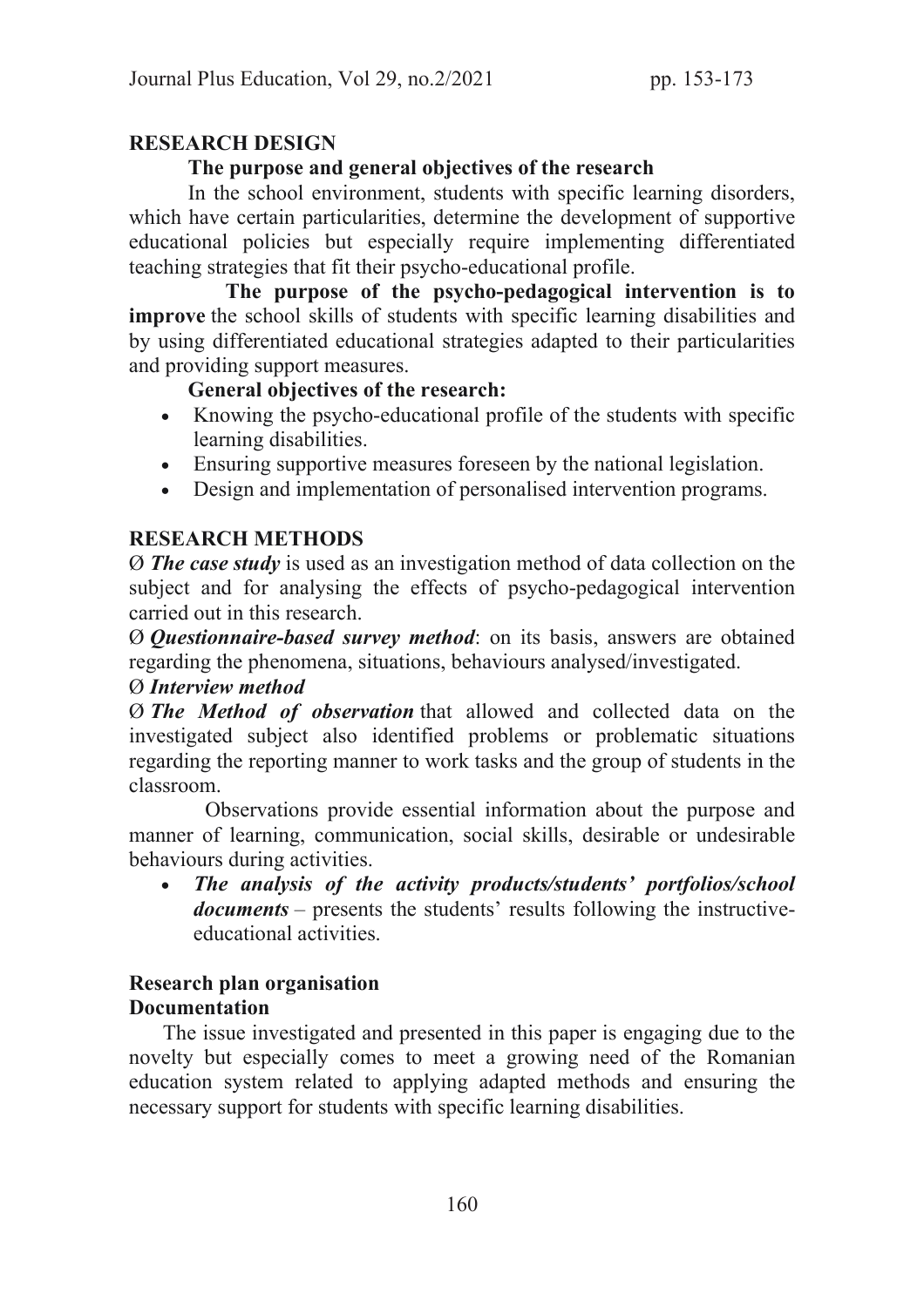## RESEARCH DESIGN

### The purpose and general objectives of the research

In the school environment, students with specific learning disorders, which have certain particularities, determine the development of supportive educational policies but especially require implementing differentiated teaching strategies that fit their psycho-educational profile.

**The purpose of the psycho-pedagogical intervention is to improve** the school skills of students with specific learning disabilities and by using differentiated educational strategies adapted to their particularities and providing support measures.

**General objectives of the research:**

- Knowing the psycho-educational profile of the students with specific learning disabilities.
- Ensuring supportive measures foreseen by the national legislation.
- Design and implementation of personalised intervention programs.

## RESEARCH METHODS

Ø ***The case study*** is used as an investigation method of data collection on the subject and for analysing the effects of psycho-pedagogical intervention carried out in this research.

Ø ***Questionnaire-based survey method***: on its basis, answers are obtained regarding the phenomena, situations, behaviours analysed/investigated.

Ø ***Interview method***

Ø ***The Method of observation*** that allowed and collected data on the investigated subject also identified problems or problematic situations regarding the reporting manner to work tasks and the group of students in the classroom.

Observations provide essential information about the purpose and manner of learning, communication, social skills, desirable or undesirable behaviours during activities.

- ***The analysis of the activity products/students' portfolios/school documents*** – presents the students' results following the instructive-educational activities.

### Research plan organisation

### Documentation

The issue investigated and presented in this paper is engaging due to the novelty but especially comes to meet a growing need of the Romanian education system related to applying adapted methods and ensuring the necessary support for students with specific learning disabilities.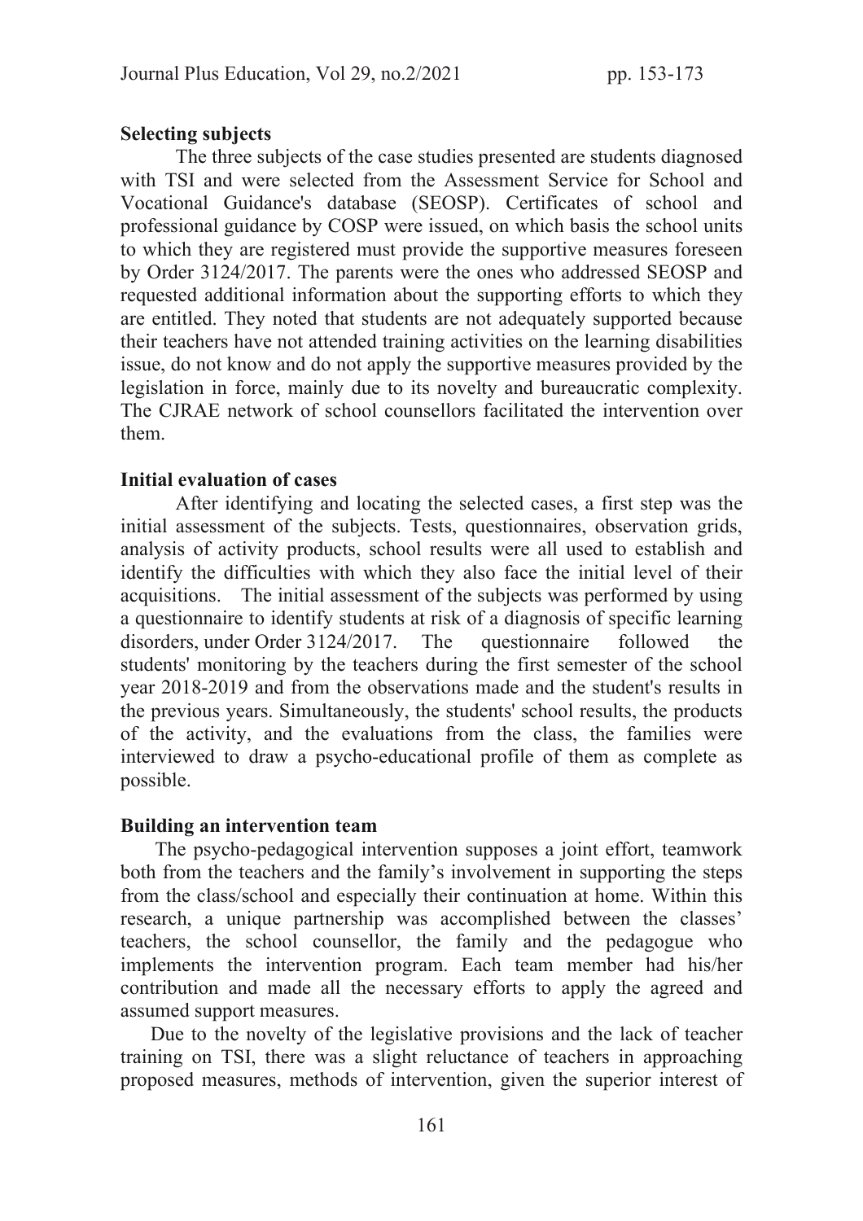**Selecting subjects**

The three subjects of the case studies presented are students diagnosed with TSI and were selected from the Assessment Service for School and Vocational Guidance's database (SEOSP). Certificates of school and professional guidance by COSP were issued, on which basis the school units to which they are registered must provide the supportive measures foreseen by Order 3124/2017. The parents were the ones who addressed SEOSP and requested additional information about the supporting efforts to which they are entitled. They noted that students are not adequately supported because their teachers have not attended training activities on the learning disabilities issue, do not know and do not apply the supportive measures provided by the legislation in force, mainly due to its novelty and bureaucratic complexity. The CJRAE network of school counsellors facilitated the intervention over them.

**Initial evaluation of cases**

After identifying and locating the selected cases, a first step was the initial assessment of the subjects. Tests, questionnaires, observation grids, analysis of activity products, school results were all used to establish and identify the difficulties with which they also face the initial level of their acquisitions. The initial assessment of the subjects was performed by using a questionnaire to identify students at risk of a diagnosis of specific learning disorders, under Order 3124/2017. The questionnaire followed the students' monitoring by the teachers during the first semester of the school year 2018-2019 and from the observations made and the student's results in the previous years. Simultaneously, the students' school results, the products of the activity, and the evaluations from the class, the families were interviewed to draw a psycho-educational profile of them as complete as possible.

**Building an intervention team**

The psycho-pedagogical intervention supposes a joint effort, teamwork both from the teachers and the family's involvement in supporting the steps from the class/school and especially their continuation at home. Within this research, a unique partnership was accomplished between the classes' teachers, the school counsellor, the family and the pedagogue who implements the intervention program. Each team member had his/her contribution and made all the necessary efforts to apply the agreed and assumed support measures.

Due to the novelty of the legislative provisions and the lack of teacher training on TSI, there was a slight reluctance of teachers in approaching proposed measures, methods of intervention, given the superior interest of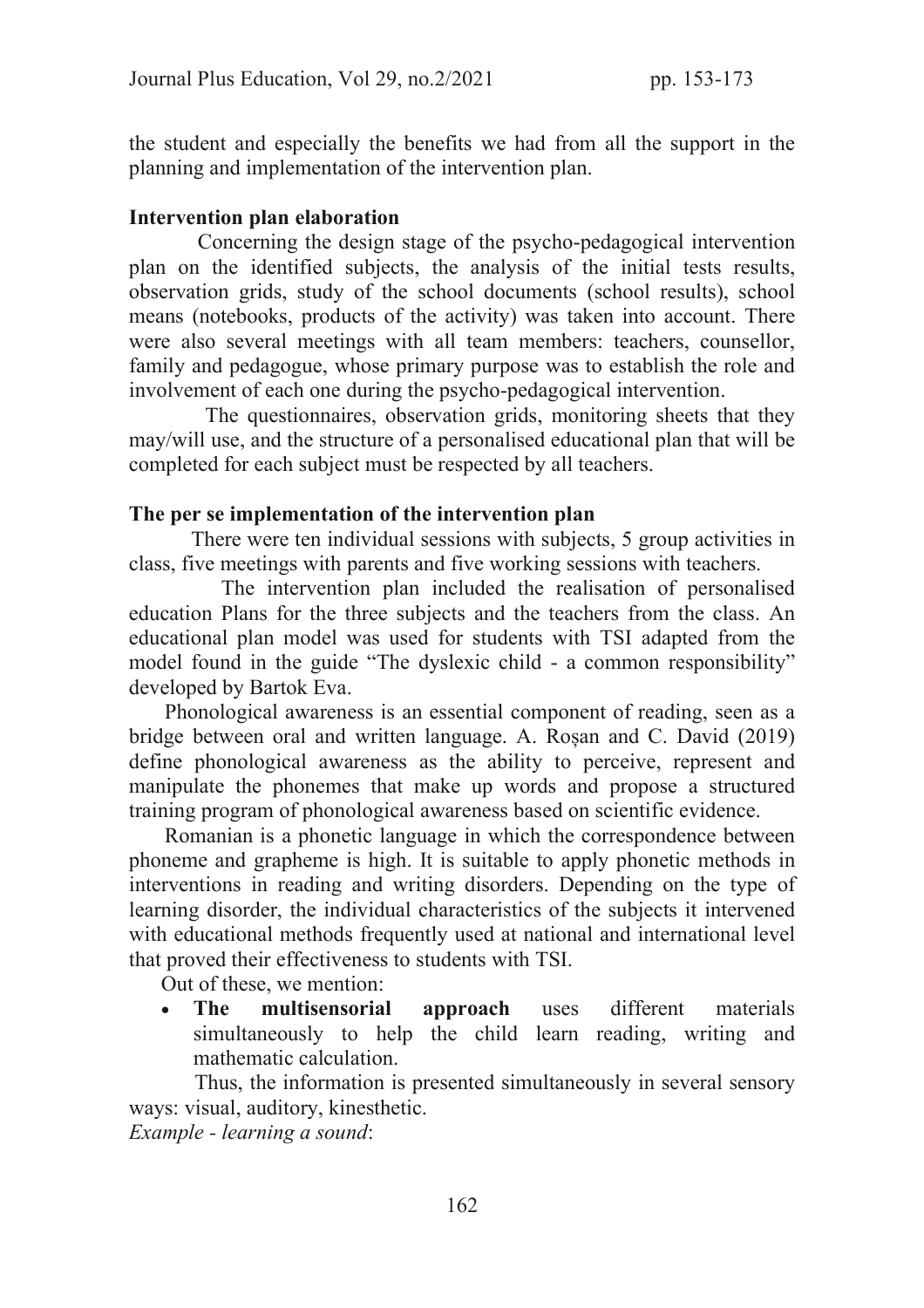the student and especially the benefits we had from all the support in the planning and implementation of the intervention plan.

**Intervention plan elaboration**

Concerning the design stage of the psycho-pedagogical intervention plan on the identified subjects, the analysis of the initial tests results, observation grids, study of the school documents (school results), school means (notebooks, products of the activity) was taken into account. There were also several meetings with all team members: teachers, counsellor, family and pedagogue, whose primary purpose was to establish the role and involvement of each one during the psycho-pedagogical intervention.

The questionnaires, observation grids, monitoring sheets that they may/will use, and the structure of a personalised educational plan that will be completed for each subject must be respected by all teachers.

**The per se implementation of the intervention plan**

There were ten individual sessions with subjects, 5 group activities in class, five meetings with parents and five working sessions with teachers.

The intervention plan included the realisation of personalised education Plans for the three subjects and the teachers from the class. An educational plan model was used for students with TSI adapted from the model found in the guide "The dyslexic child - a common responsibility" developed by Bartok Eva.

Phonological awareness is an essential component of reading, seen as a bridge between oral and written language. A. Roșan and C. David (2019) define phonological awareness as the ability to perceive, represent and manipulate the phonemes that make up words and propose a structured training program of phonological awareness based on scientific evidence.

Romanian is a phonetic language in which the correspondence between phoneme and grapheme is high. It is suitable to apply phonetic methods in interventions in reading and writing disorders. Depending on the type of learning disorder, the individual characteristics of the subjects it intervened with educational methods frequently used at national and international level that proved their effectiveness to students with TSI.

Out of these, we mention:

- **The multisensorial approach** uses different materials simultaneously to help the child learn reading, writing and mathematic calculation.

Thus, the information is presented simultaneously in several sensory ways: visual, auditory, kinesthetic.

*Example - learning a sound*: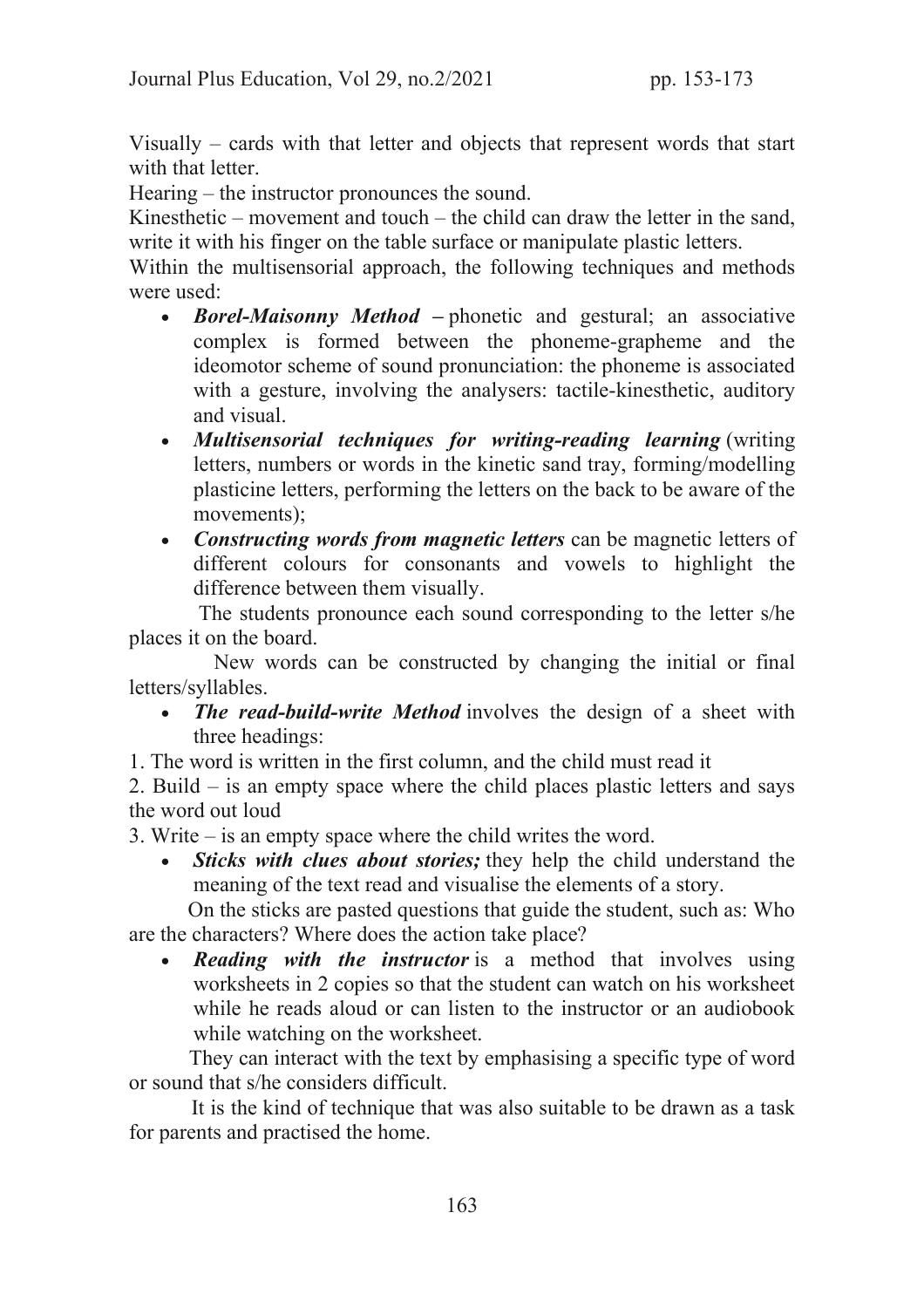Visually – cards with that letter and objects that represent words that start with that letter.

Hearing – the instructor pronounces the sound.

Kinesthetic – movement and touch – the child can draw the letter in the sand, write it with his finger on the table surface or manipulate plastic letters.

Within the multisensorial approach, the following techniques and methods were used:

- ***Borel-Maisonny Method*** **–** phonetic and gestural; an associative complex is formed between the phoneme-grapheme and the ideomotor scheme of sound pronunciation: the phoneme is associated with a gesture, involving the analysers: tactile-kinesthetic, auditory and visual.
- ***Multisensorial techniques for writing-reading learning*** (writing letters, numbers or words in the kinetic sand tray, forming/modelling plasticine letters, performing the letters on the back to be aware of the movements);
- ***Constructing words from magnetic letters*** can be magnetic letters of different colours for consonants and vowels to highlight the difference between them visually.

The students pronounce each sound corresponding to the letter s/he places it on the board.

New words can be constructed by changing the initial or final letters/syllables.

- ***The read-build-write Method*** involves the design of a sheet with three headings:

1. The word is written in the first column, and the child must read it
2. Build – is an empty space where the child places plastic letters and says the word out loud
3. Write – is an empty space where the child writes the word.

- ***Sticks with clues about stories;*** they help the child understand the meaning of the text read and visualise the elements of a story.

On the sticks are pasted questions that guide the student, such as: Who are the characters? Where does the action take place?

- ***Reading with the instructor*** is a method that involves using worksheets in 2 copies so that the student can watch on his worksheet while he reads aloud or can listen to the instructor or an audiobook while watching on the worksheet.

They can interact with the text by emphasising a specific type of word or sound that s/he considers difficult.

It is the kind of technique that was also suitable to be drawn as a task for parents and practised the home.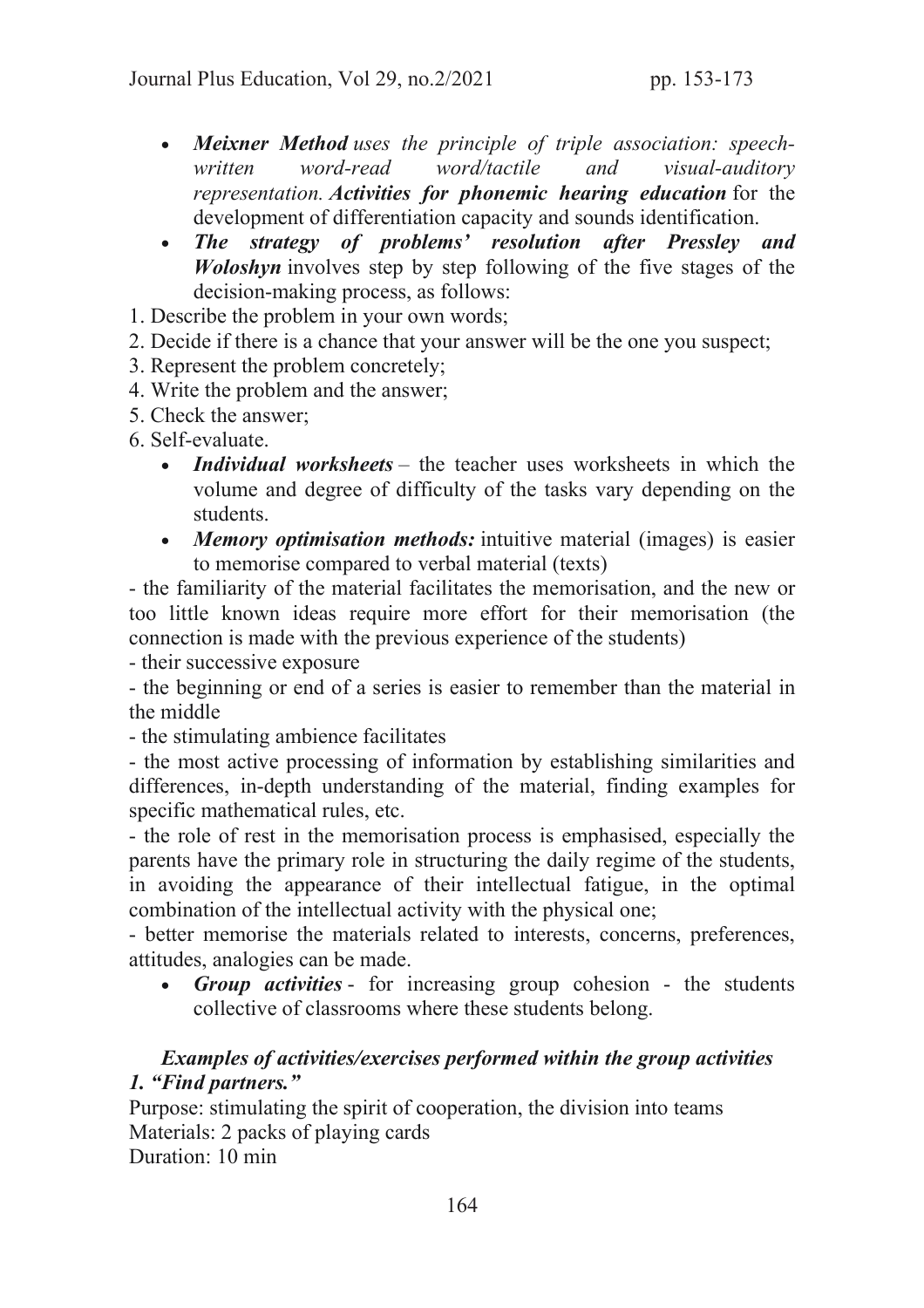- ***Meixner Method*** *uses the principle of triple association: speech-written word-read word/tactile and visual-auditory representation.* ***Activities for phonemic hearing education*** for the development of differentiation capacity and sounds identification.
- ***The strategy of problems' resolution after Pressley and Woloshyn*** involves step by step following of the five stages of the decision-making process, as follows:

1. Describe the problem in your own words;
2. Decide if there is a chance that your answer will be the one you suspect;
3. Represent the problem concretely;
4. Write the problem and the answer;
5. Check the answer;
6. Self-evaluate.

- ***Individual worksheets*** – the teacher uses worksheets in which the volume and degree of difficulty of the tasks vary depending on the students.
- ***Memory optimisation methods:*** intuitive material (images) is easier to memorise compared to verbal material (texts)

- the familiarity of the material facilitates the memorisation, and the new or too little known ideas require more effort for their memorisation (the connection is made with the previous experience of the students)
- their successive exposure
- the beginning or end of a series is easier to remember than the material in the middle
- the stimulating ambience facilitates
- the most active processing of information by establishing similarities and differences, in-depth understanding of the material, finding examples for specific mathematical rules, etc.
- the role of rest in the memorisation process is emphasised, especially the parents have the primary role in structuring the daily regime of the students, in avoiding the appearance of their intellectual fatigue, in the optimal combination of the intellectual activity with the physical one;
- better memorise the materials related to interests, concerns, preferences, attitudes, analogies can be made.

- ***Group activities*** - for increasing group cohesion - the students collective of classrooms where these students belong.

### *Examples of activities/exercises performed within the group activities*

***1. "Find partners."***

Purpose: stimulating the spirit of cooperation, the division into teams
Materials: 2 packs of playing cards
Duration: 10 min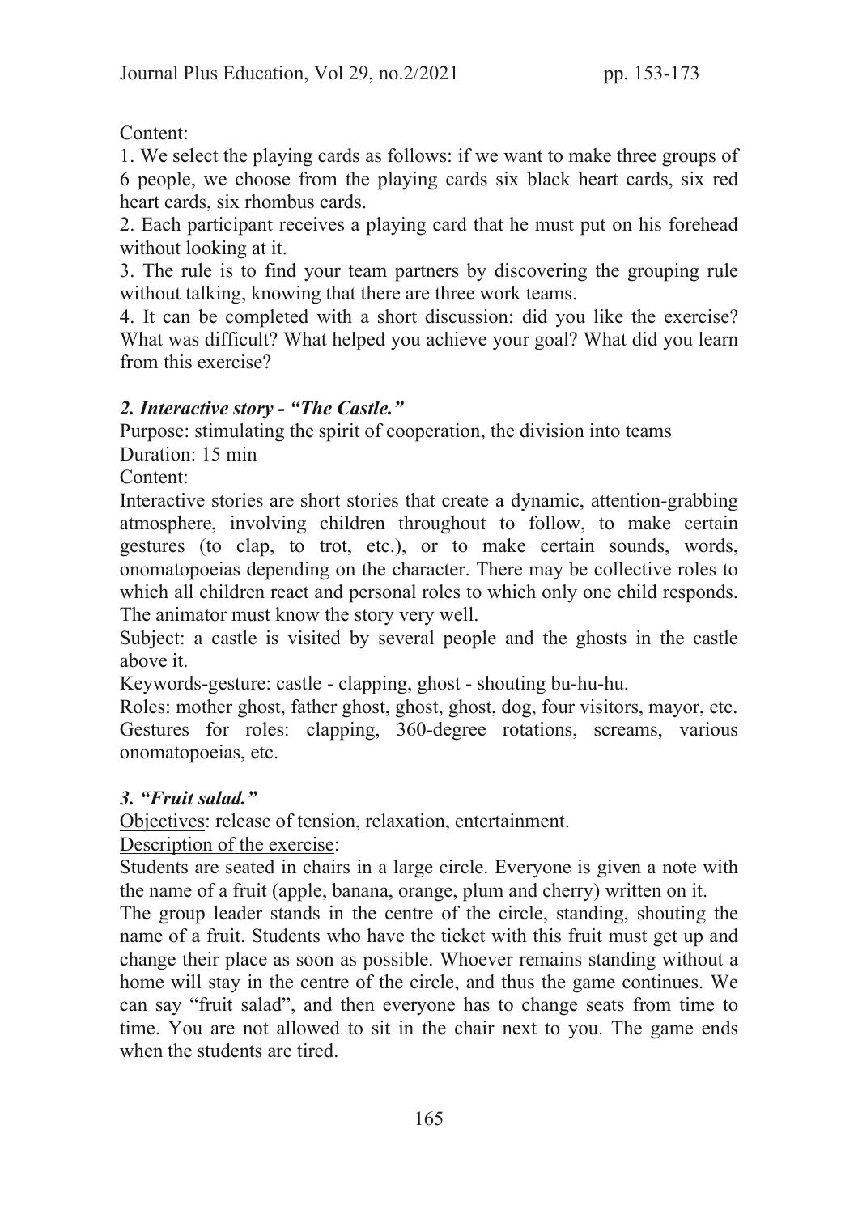Content:

1. We select the playing cards as follows: if we want to make three groups of 6 people, we choose from the playing cards six black heart cards, six red heart cards, six rhombus cards.
2. Each participant receives a playing card that he must put on his forehead without looking at it.
3. The rule is to find your team partners by discovering the grouping rule without talking, knowing that there are three work teams.
4. It can be completed with a short discussion: did you like the exercise? What was difficult? What helped you achieve your goal? What did you learn from this exercise?

***2. Interactive story - "The Castle."***

Purpose: stimulating the spirit of cooperation, the division into teams

Duration: 15 min

Content:

Interactive stories are short stories that create a dynamic, attention-grabbing atmosphere, involving children throughout to follow, to make certain gestures (to clap, to trot, etc.), or to make certain sounds, words, onomatopoeias depending on the character. There may be collective roles to which all children react and personal roles to which only one child responds. The animator must know the story very well.

Subject: a castle is visited by several people and the ghosts in the castle above it.

Keywords-gesture: castle - clapping, ghost - shouting bu-hu-hu.

Roles: mother ghost, father ghost, ghost, ghost, dog, four visitors, mayor, etc.

Gestures for roles: clapping, 360-degree rotations, screams, various onomatopoeias, etc.

***3. "Fruit salad."***

Objectives: release of tension, relaxation, entertainment.

Description of the exercise:

Students are seated in chairs in a large circle. Everyone is given a note with the name of a fruit (apple, banana, orange, plum and cherry) written on it.

The group leader stands in the centre of the circle, standing, shouting the name of a fruit. Students who have the ticket with this fruit must get up and change their place as soon as possible. Whoever remains standing without a home will stay in the centre of the circle, and thus the game continues. We can say "fruit salad", and then everyone has to change seats from time to time. You are not allowed to sit in the chair next to you. The game ends when the students are tired.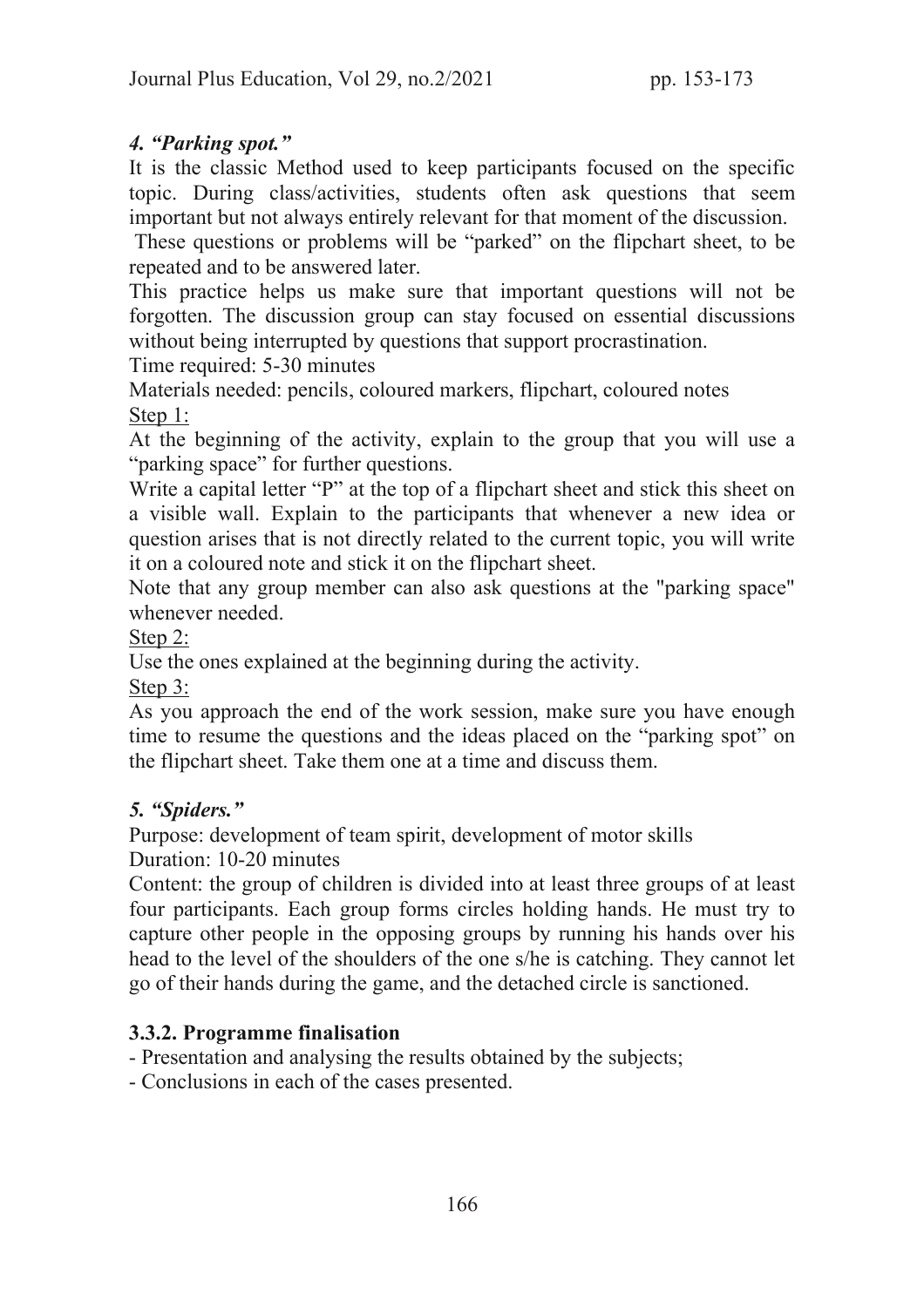### *4. "Parking spot."*

It is the classic Method used to keep participants focused on the specific topic. During class/activities, students often ask questions that seem important but not always entirely relevant for that moment of the discussion.

These questions or problems will be "parked" on the flipchart sheet, to be repeated and to be answered later.

This practice helps us make sure that important questions will not be forgotten. The discussion group can stay focused on essential discussions without being interrupted by questions that support procrastination.

Time required: 5-30 minutes

Materials needed: pencils, coloured markers, flipchart, coloured notes

Step 1:

At the beginning of the activity, explain to the group that you will use a "parking space" for further questions.

Write a capital letter "P" at the top of a flipchart sheet and stick this sheet on a visible wall. Explain to the participants that whenever a new idea or question arises that is not directly related to the current topic, you will write it on a coloured note and stick it on the flipchart sheet.

Note that any group member can also ask questions at the "parking space" whenever needed.

Step 2:

Use the ones explained at the beginning during the activity.

Step 3:

As you approach the end of the work session, make sure you have enough time to resume the questions and the ideas placed on the "parking spot" on the flipchart sheet. Take them one at a time and discuss them.

### *5. "Spiders."*

Purpose: development of team spirit, development of motor skills

Duration: 10-20 minutes

Content: the group of children is divided into at least three groups of at least four participants. Each group forms circles holding hands. He must try to capture other people in the opposing groups by running his hands over his head to the level of the shoulders of the one s/he is catching. They cannot let go of their hands during the game, and the detached circle is sanctioned.

### **3.3.2. Programme finalisation**

- Presentation and analysing the results obtained by the subjects;
- Conclusions in each of the cases presented.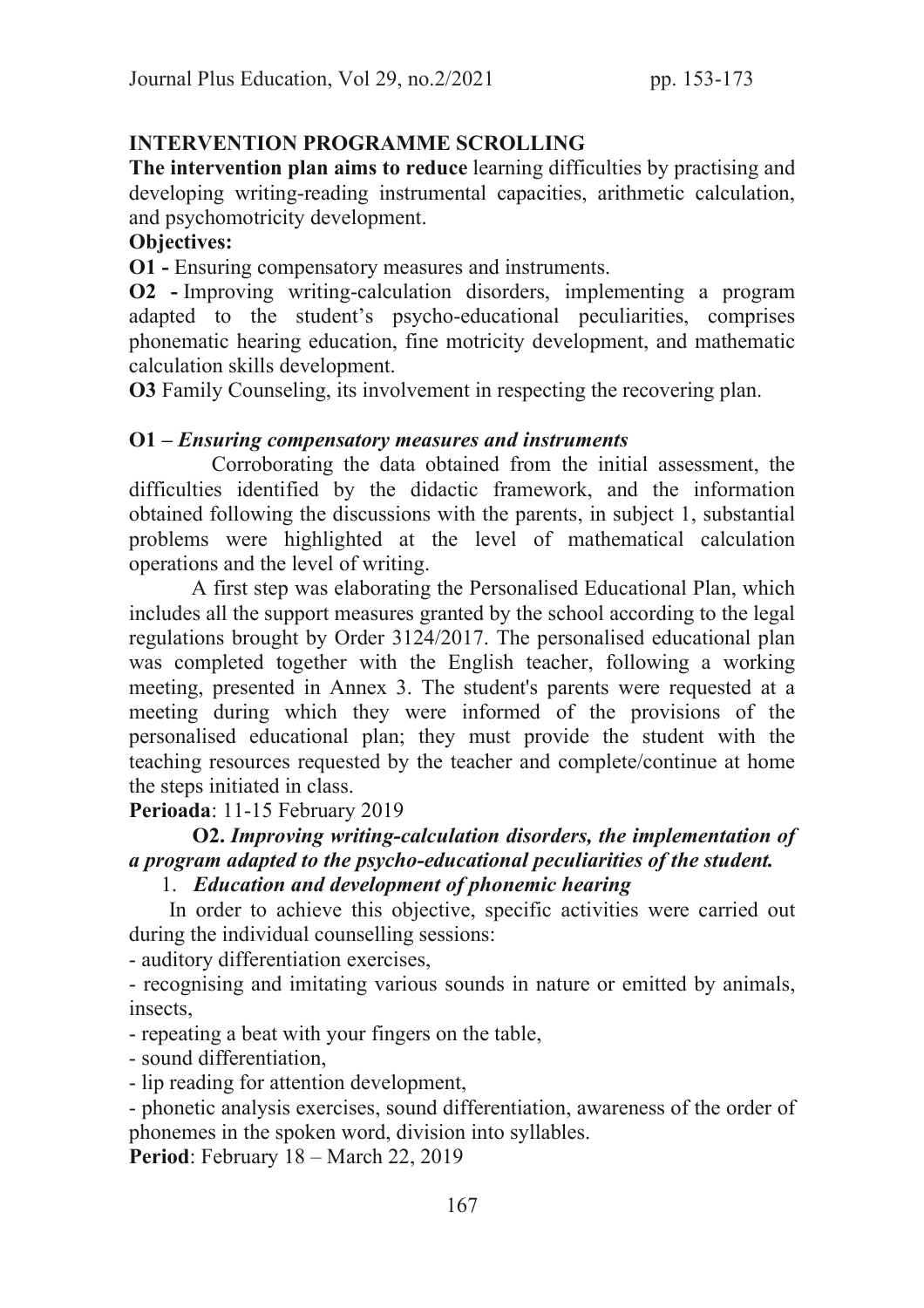## INTERVENTION PROGRAMME SCROLLING

**The intervention plan aims to reduce** learning difficulties by practising and developing writing-reading instrumental capacities, arithmetic calculation, and psychomotricity development.

**Objectives:**

**O1 -** Ensuring compensatory measures and instruments.

**O2 -** Improving writing-calculation disorders, implementing a program adapted to the student's psycho-educational peculiarities, comprises phonematic hearing education, fine motricity development, and mathematic calculation skills development.

**O3** Family Counseling, its involvement in respecting the recovering plan.

### O1 – *Ensuring compensatory measures and instruments*

Corroborating the data obtained from the initial assessment, the difficulties identified by the didactic framework, and the information obtained following the discussions with the parents, in subject 1, substantial problems were highlighted at the level of mathematical calculation operations and the level of writing.

A first step was elaborating the Personalised Educational Plan, which includes all the support measures granted by the school according to the legal regulations brought by Order 3124/2017. The personalised educational plan was completed together with the English teacher, following a working meeting, presented in Annex 3. The student's parents were requested at a meeting during which they were informed of the provisions of the personalised educational plan; they must provide the student with the teaching resources requested by the teacher and complete/continue at home the steps initiated in class.

**Perioada**: 11-15 February 2019

### O2. *Improving writing-calculation disorders, the implementation of a program adapted to the psycho-educational peculiarities of the student.*

1. ***Education and development of phonemic hearing***

In order to achieve this objective, specific activities were carried out during the individual counselling sessions:

- auditory differentiation exercises,
- recognising and imitating various sounds in nature or emitted by animals, insects,
- repeating a beat with your fingers on the table,
- sound differentiation,
- lip reading for attention development,
- phonetic analysis exercises, sound differentiation, awareness of the order of phonemes in the spoken word, division into syllables.

**Period**: February 18 – March 22, 2019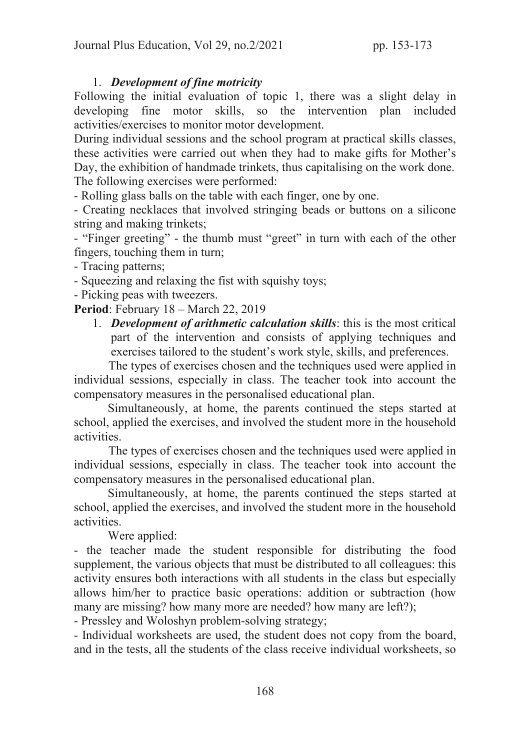1. ***Development of fine motricity***

Following the initial evaluation of topic 1, there was a slight delay in developing fine motor skills, so the intervention plan included activities/exercises to monitor motor development.

During individual sessions and the school program at practical skills classes, these activities were carried out when they had to make gifts for Mother's Day, the exhibition of handmade trinkets, thus capitalising on the work done. The following exercises were performed:

- Rolling glass balls on the table with each finger, one by one.
- Creating necklaces that involved stringing beads or buttons on a silicone string and making trinkets;
- "Finger greeting" - the thumb must "greet" in turn with each of the other fingers, touching them in turn;
- Tracing patterns;
- Squeezing and relaxing the fist with squishy toys;
- Picking peas with tweezers.

**Period**: February 18 – March 22, 2019

1. ***Development of arithmetic calculation skills***: this is the most critical part of the intervention and consists of applying techniques and exercises tailored to the student's work style, skills, and preferences.

The types of exercises chosen and the techniques used were applied in individual sessions, especially in class. The teacher took into account the compensatory measures in the personalised educational plan.

Simultaneously, at home, the parents continued the steps started at school, applied the exercises, and involved the student more in the household activities.

The types of exercises chosen and the techniques used were applied in individual sessions, especially in class. The teacher took into account the compensatory measures in the personalised educational plan.

Simultaneously, at home, the parents continued the steps started at school, applied the exercises, and involved the student more in the household activities.

Were applied:

- the teacher made the student responsible for distributing the food supplement, the various objects that must be distributed to all colleagues: this activity ensures both interactions with all students in the class but especially allows him/her to practice basic operations: addition or subtraction (how many are missing? how many more are needed? how many are left?);
- Pressley and Woloshyn problem-solving strategy;
- Individual worksheets are used, the student does not copy from the board, and in the tests, all the students of the class receive individual worksheets, so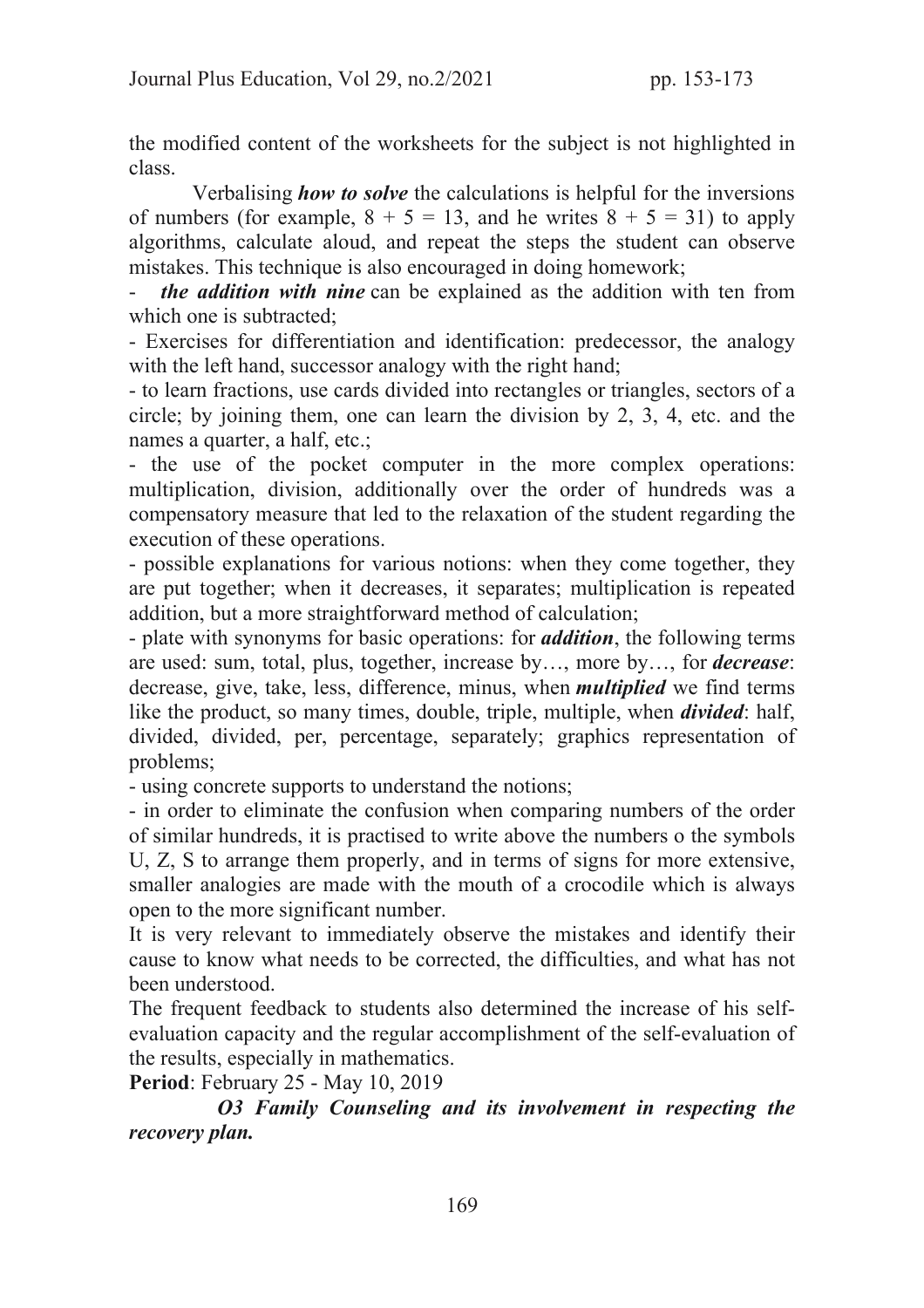the modified content of the worksheets for the subject is not highlighted in class.

Verbalising ***how to solve*** the calculations is helpful for the inversions of numbers (for example, $8 + 5 = 13$, and he writes $8 + 5 = 31$) to apply algorithms, calculate aloud, and repeat the steps the student can observe mistakes. This technique is also encouraged in doing homework;

- ***the addition with nine*** can be explained as the addition with ten from which one is subtracted;
- Exercises for differentiation and identification: predecessor, the analogy with the left hand, successor analogy with the right hand;
- to learn fractions, use cards divided into rectangles or triangles, sectors of a circle; by joining them, one can learn the division by 2, 3, 4, etc. and the names a quarter, a half, etc.;
- the use of the pocket computer in the more complex operations: multiplication, division, additionally over the order of hundreds was a compensatory measure that led to the relaxation of the student regarding the execution of these operations.
- possible explanations for various notions: when they come together, they are put together; when it decreases, it separates; multiplication is repeated addition, but a more straightforward method of calculation;
- plate with synonyms for basic operations: for ***addition***, the following terms are used: sum, total, plus, together, increase by…, more by…, for ***decrease***: decrease, give, take, less, difference, minus, when ***multiplied*** we find terms like the product, so many times, double, triple, multiple, when ***divided***: half, divided, divided, per, percentage, separately; graphics representation of problems;
- using concrete supports to understand the notions;
- in order to eliminate the confusion when comparing numbers of the order of similar hundreds, it is practised to write above the numbers o the symbols U, Z, S to arrange them properly, and in terms of signs for more extensive, smaller analogies are made with the mouth of a crocodile which is always open to the more significant number.

It is very relevant to immediately observe the mistakes and identify their cause to know what needs to be corrected, the difficulties, and what has not been understood.

The frequent feedback to students also determined the increase of his self-evaluation capacity and the regular accomplishment of the self-evaluation of the results, especially in mathematics.

**Period**: February 25 - May 10, 2019

***O3 Family Counseling and its involvement in respecting the recovery plan.***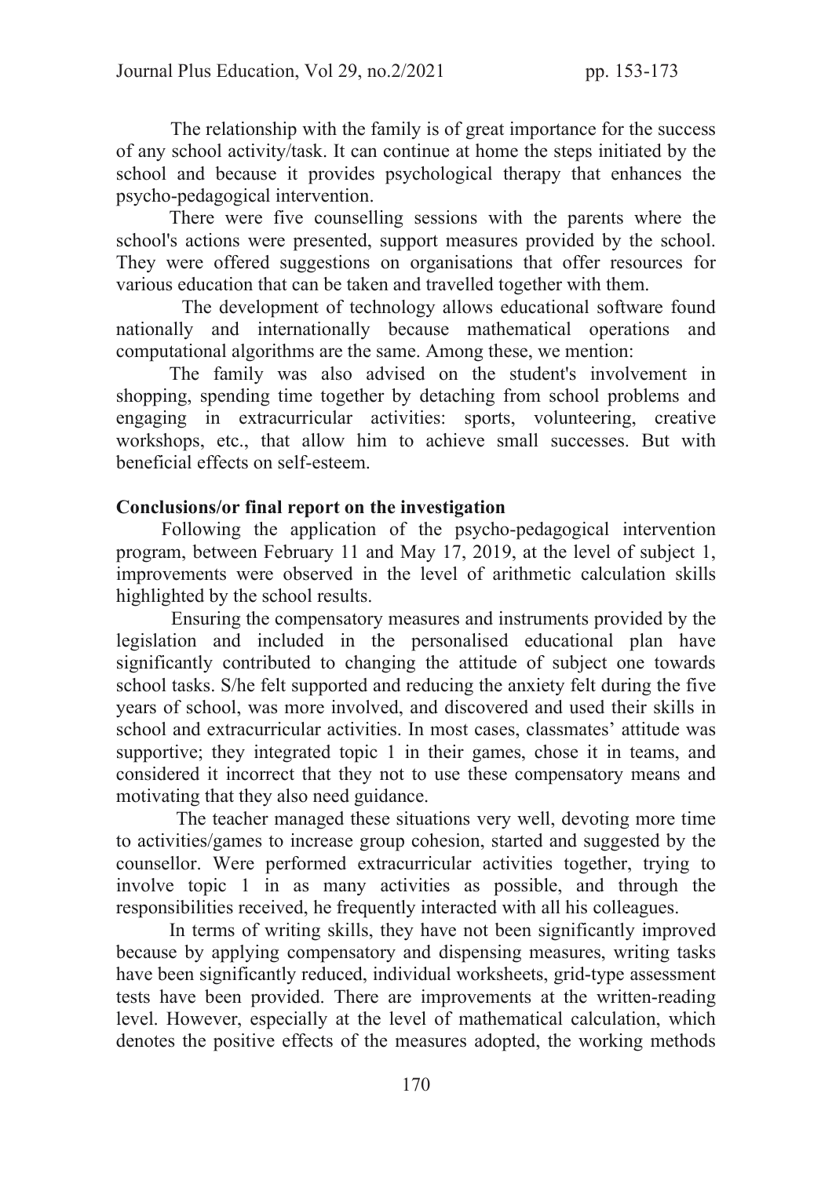The relationship with the family is of great importance for the success of any school activity/task. It can continue at home the steps initiated by the school and because it provides psychological therapy that enhances the psycho-pedagogical intervention.

There were five counselling sessions with the parents where the school's actions were presented, support measures provided by the school. They were offered suggestions on organisations that offer resources for various education that can be taken and travelled together with them.

The development of technology allows educational software found nationally and internationally because mathematical operations and computational algorithms are the same. Among these, we mention:

The family was also advised on the student's involvement in shopping, spending time together by detaching from school problems and engaging in extracurricular activities: sports, volunteering, creative workshops, etc., that allow him to achieve small successes. But with beneficial effects on self-esteem.

**Conclusions/or final report on the investigation**

Following the application of the psycho-pedagogical intervention program, between February 11 and May 17, 2019, at the level of subject 1, improvements were observed in the level of arithmetic calculation skills highlighted by the school results.

Ensuring the compensatory measures and instruments provided by the legislation and included in the personalised educational plan have significantly contributed to changing the attitude of subject one towards school tasks. S/he felt supported and reducing the anxiety felt during the five years of school, was more involved, and discovered and used their skills in school and extracurricular activities. In most cases, classmates' attitude was supportive; they integrated topic 1 in their games, chose it in teams, and considered it incorrect that they not to use these compensatory means and motivating that they also need guidance.

The teacher managed these situations very well, devoting more time to activities/games to increase group cohesion, started and suggested by the counsellor. Were performed extracurricular activities together, trying to involve topic 1 in as many activities as possible, and through the responsibilities received, he frequently interacted with all his colleagues.

In terms of writing skills, they have not been significantly improved because by applying compensatory and dispensing measures, writing tasks have been significantly reduced, individual worksheets, grid-type assessment tests have been provided. There are improvements at the written-reading level. However, especially at the level of mathematical calculation, which denotes the positive effects of the measures adopted, the working methods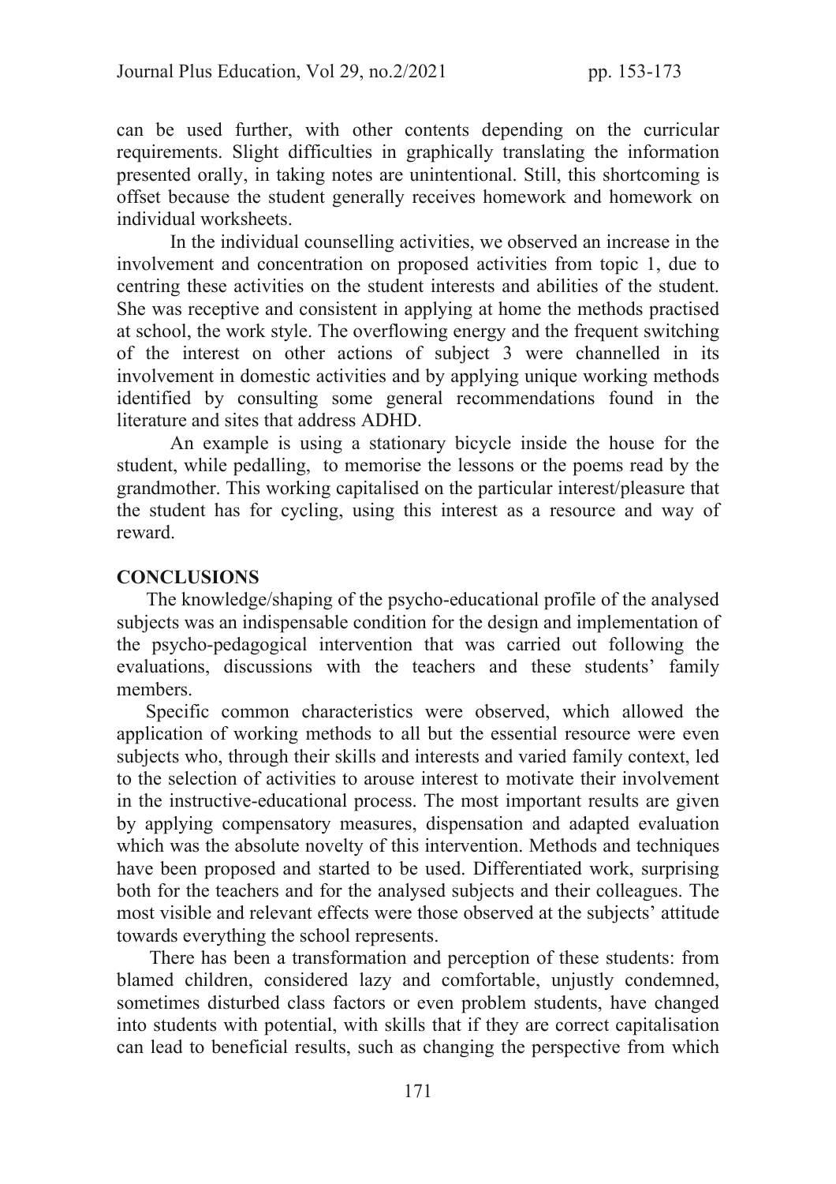can be used further, with other contents depending on the curricular requirements. Slight difficulties in graphically translating the information presented orally, in taking notes are unintentional. Still, this shortcoming is offset because the student generally receives homework and homework on individual worksheets.

In the individual counselling activities, we observed an increase in the involvement and concentration on proposed activities from topic 1, due to centring these activities on the student interests and abilities of the student. She was receptive and consistent in applying at home the methods practised at school, the work style. The overflowing energy and the frequent switching of the interest on other actions of subject 3 were channelled in its involvement in domestic activities and by applying unique working methods identified by consulting some general recommendations found in the literature and sites that address ADHD.

An example is using a stationary bicycle inside the house for the student, while pedalling, to memorise the lessons or the poems read by the grandmother. This working capitalised on the particular interest/pleasure that the student has for cycling, using this interest as a resource and way of reward.

## CONCLUSIONS

The knowledge/shaping of the psycho-educational profile of the analysed subjects was an indispensable condition for the design and implementation of the psycho-pedagogical intervention that was carried out following the evaluations, discussions with the teachers and these students' family members.

Specific common characteristics were observed, which allowed the application of working methods to all but the essential resource were even subjects who, through their skills and interests and varied family context, led to the selection of activities to arouse interest to motivate their involvement in the instructive-educational process. The most important results are given by applying compensatory measures, dispensation and adapted evaluation which was the absolute novelty of this intervention. Methods and techniques have been proposed and started to be used. Differentiated work, surprising both for the teachers and for the analysed subjects and their colleagues. The most visible and relevant effects were those observed at the subjects' attitude towards everything the school represents.

There has been a transformation and perception of these students: from blamed children, considered lazy and comfortable, unjustly condemned, sometimes disturbed class factors or even problem students, have changed into students with potential, with skills that if they are correct capitalisation can lead to beneficial results, such as changing the perspective from which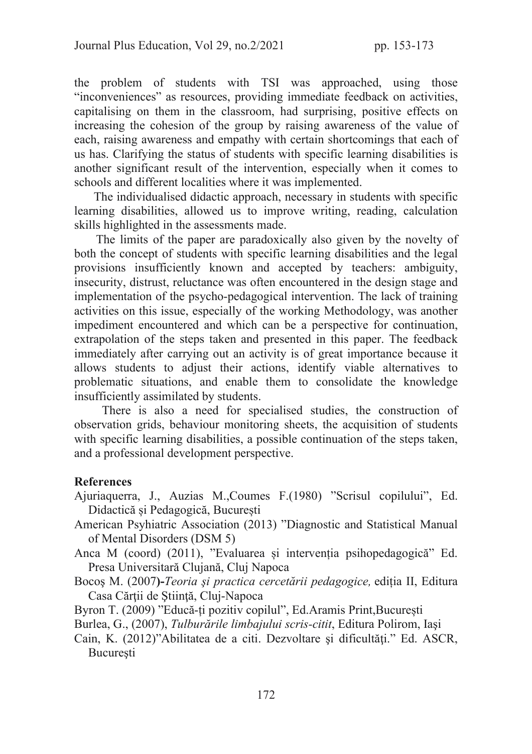the problem of students with TSI was approached, using those "inconveniences" as resources, providing immediate feedback on activities, capitalising on them in the classroom, had surprising, positive effects on increasing the cohesion of the group by raising awareness of the value of each, raising awareness and empathy with certain shortcomings that each of us has. Clarifying the status of students with specific learning disabilities is another significant result of the intervention, especially when it comes to schools and different localities where it was implemented.

The individualised didactic approach, necessary in students with specific learning disabilities, allowed us to improve writing, reading, calculation skills highlighted in the assessments made.

The limits of the paper are paradoxically also given by the novelty of both the concept of students with specific learning disabilities and the legal provisions insufficiently known and accepted by teachers: ambiguity, insecurity, distrust, reluctance was often encountered in the design stage and implementation of the psycho-pedagogical intervention. The lack of training activities on this issue, especially of the working Methodology, was another impediment encountered and which can be a perspective for continuation, extrapolation of the steps taken and presented in this paper. The feedback immediately after carrying out an activity is of great importance because it allows students to adjust their actions, identify viable alternatives to problematic situations, and enable them to consolidate the knowledge insufficiently assimilated by students.

There is also a need for specialised studies, the construction of observation grids, behaviour monitoring sheets, the acquisition of students with specific learning disabilities, a possible continuation of the steps taken, and a professional development perspective.

**References**

Ajuriaquerra, J., Auzias M.,Coumes F.(1980) "Scrisul copilului", Ed. Didactică și Pedagogică, București

American Psyhiatric Association (2013) "Diagnostic and Statistical Manual of Mental Disorders (DSM 5)

Anca M (coord) (2011), "Evaluarea și intervenția psihopedagogică" Ed. Presa Universitară Clujană, Cluj Napoca

Bocoş M. (2007**)-***Teoria şi practica cercetării pedagogice,* ediția II, Editura Casa Cărţii de Ştiinţă, Cluj-Napoca

Byron T. (2009) "Educă-ți pozitiv copilul", Ed.Aramis Print,București

Burlea, G., (2007), *Tulburările limbajului scris-citit*, Editura Polirom, Iași

Cain, K. (2012)"Abilitatea de a citi. Dezvoltare şi dificultăţi." Ed. ASCR, Bucureşti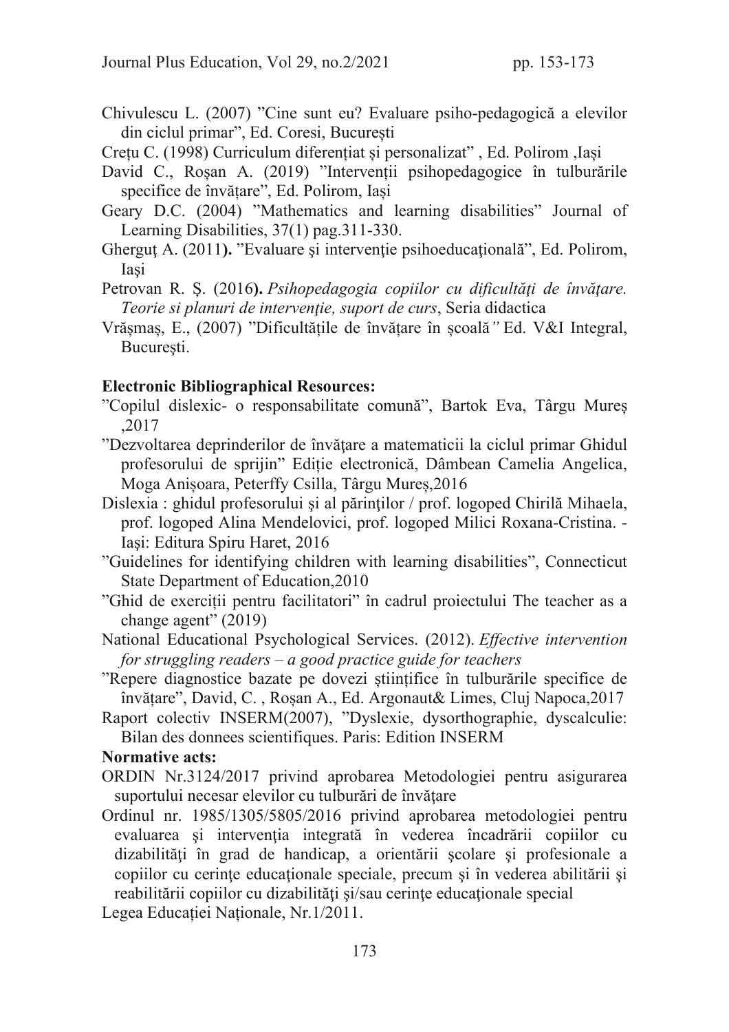Chivulescu L. (2007) ”Cine sunt eu? Evaluare psiho-pedagogică a elevilor din ciclul primar”, Ed. Coresi, București

Crețu C. (1998) Curriculum diferențiat și personalizat” , Ed. Polirom ,Iași

David C., Roșan A. (2019) ”Intervenții psihopedagogice în tulburările specifice de învățare”, Ed. Polirom, Iași

Geary D.C. (2004) ”Mathematics and learning disabilities” Journal of Learning Disabilities, 37(1) pag.311-330.

Gherguţ A. (2011**).** ”Evaluare şi intervenţie psihoeducaţională”, Ed. Polirom, Iaşi

Petrovan R. Ș. (2016**).** *Psihopedagogia copiilor cu dificultăţi de învăţare. Teorie si planuri de intervenție, suport de curs*, Seria didactica

Vrășmaș, E., (2007) ”Dificultățile de învățare în școală*”* Ed. V&I Integral, București.

**Electronic Bibliographical Resources:**

”Copilul dislexic- o responsabilitate comună”, Bartok Eva, Târgu Mureș ,2017

”Dezvoltarea deprinderilor de învățare a matematicii la ciclul primar Ghidul profesorului de sprijin” Ediție electronică, Dâmbean Camelia Angelica, Moga Anișoara, Peterffy Csilla, Târgu Mureș,2016

Dislexia : ghidul profesorului şi al părinţilor / prof. logoped Chirilă Mihaela, prof. logoped Alina Mendelovici, prof. logoped Milici Roxana-Cristina. - Iaşi: Editura Spiru Haret, 2016

”Guidelines for identifying children with learning disabilities”, Connecticut State Department of Education,2010

”Ghid de exerciții pentru facilitatori” în cadrul proiectului The teacher as a change agent” (2019)

National Educational Psychological Services. (2012). *Effective intervention for struggling readers – a good practice guide for teachers*

”Repere diagnostice bazate pe dovezi științifice în tulburările specifice de învățare”, David, C. , Roșan A., Ed. Argonaut& Limes, Cluj Napoca,2017

Raport colectiv INSERM(2007), ”Dyslexie, dysorthographie, dyscalculie: Bilan des donnees scientifiques. Paris: Edition INSERM

**Normative acts:**

ORDIN Nr.3124/2017 privind aprobarea Metodologiei pentru asigurarea suportului necesar elevilor cu tulburări de învăţare

Ordinul nr. 1985/1305/5805/2016 privind aprobarea metodologiei pentru evaluarea şi intervenţia integrată în vederea încadrării copiilor cu dizabilităţi în grad de handicap, a orientării şcolare şi profesionale a copiilor cu cerinţe educaţionale speciale, precum şi în vederea abilitării şi reabilitării copiilor cu dizabilităţi şi/sau cerinţe educaţionale special

Legea Educației Naționale, Nr.1/2011.